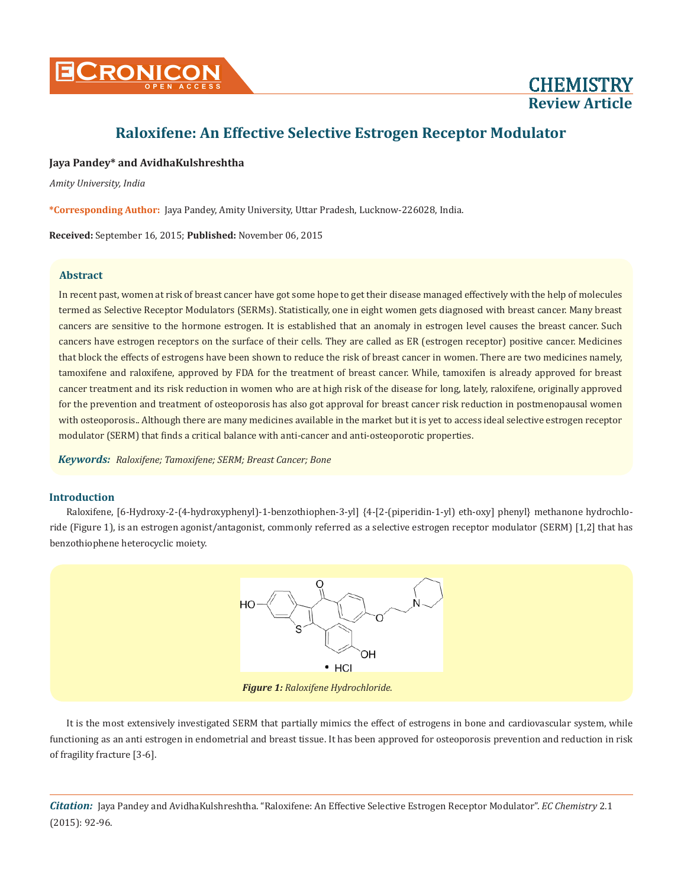# Raloxifene: An Effective Selective Estrogen Receptor Modulator

**Jaya Pandey\* and AvidhaKulshreshtha**

*Amity University, India*

**\*Corresponding Author:** Jaya Pandey, Amity University, Uttar Pradesh, Lucknow-226028, India.

**Received:** September 16, 2015; **Published:** November 06, 2015

## Abstract

In recent past, women at risk of breast cancer have got some hope to get their disease managed effectively with the help of molecules termed as Selective Receptor Modulators (SERMs). Statistically, one in eight women gets diagnosed with breast cancer. Many breast cancers are sensitive to the hormone estrogen. It is established that an anomaly in estrogen level causes the breast cancer. Such cancers have estrogen receptors on the surface of their cells. They are called as ER (estrogen receptor) positive cancer. Medicines that block the effects of estrogens have been shown to reduce the risk of breast cancer in women. There are two medicines namely, tamoxifene and raloxifene, approved by FDA for the treatment of breast cancer. While, tamoxifen is already approved for breast cancer treatment and its risk reduction in women who are at high risk of the disease for long, lately, raloxifene, originally approved for the prevention and treatment of osteoporosis has also got approval for breast cancer risk reduction in postmenopausal women with osteoporosis.. Although there are many medicines available in the market but it is yet to access ideal selective estrogen receptor modulator (SERM) that finds a critical balance with anti-cancer and anti-osteoporotic properties.

***Keywords:*** *Raloxifene; Tamoxifene; SERM; Breast Cancer; Bone*

## Introduction

Raloxifene, [6-Hydroxy-2-(4-hydroxyphenyl)-1-benzothiophen-3-yl] {4-[2-(piperidin-1-yl) eth-oxy] phenyl} methanone hydrochloride (Figure 1), is an estrogen agonist/antagonist, commonly referred as a selective estrogen receptor modulator (SERM) [1,2] that has benzothiophene heterocyclic moiety.

***Figure 1:*** *Raloxifene Hydrochloride.*

It is the most extensively investigated SERM that partially mimics the effect of estrogens in bone and cardiovascular system, while functioning as an anti estrogen in endometrial and breast tissue. It has been approved for osteoporosis prevention and reduction in risk of fragility fracture [3-6].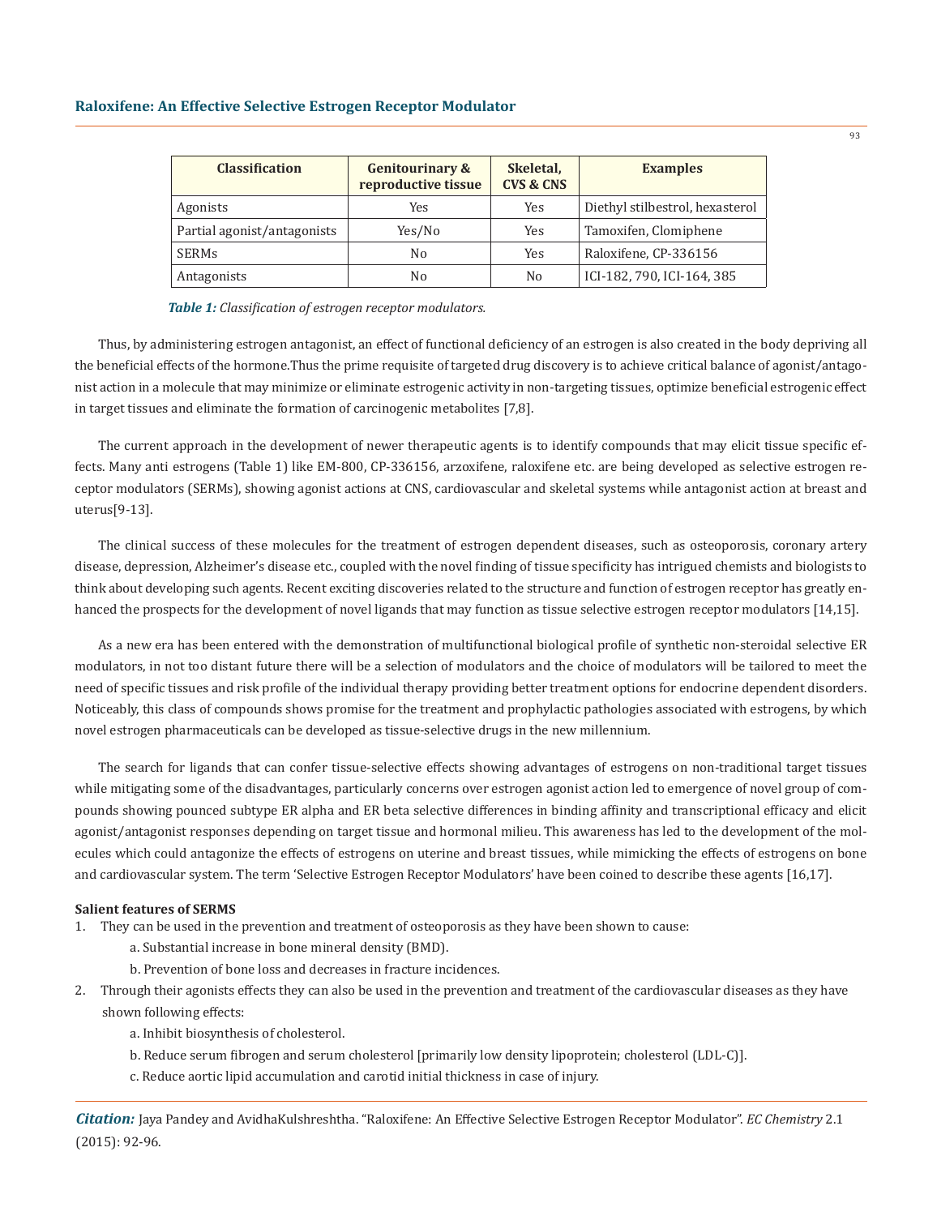| Classification | Genitourinary & reproductive tissue | Skeletal, CVS & CNS | Examples |
|---|---|---|---|
| Agonists | Yes | Yes | Diethyl stilbestrol, hexasterol |
| Partial agonist/antagonists | Yes/No | Yes | Tamoxifen, Clomiphene |
| SERMs | No | Yes | Raloxifene, CP-336156 |
| Antagonists | No | No | ICI-182, 790, ICI-164, 385 |

***Table 1:*** *Classification of estrogen receptor modulators.*

Thus, by administering estrogen antagonist, an effect of functional deficiency of an estrogen is also created in the body depriving all the beneficial effects of the hormone.Thus the prime requisite of targeted drug discovery is to achieve critical balance of agonist/antagonist action in a molecule that may minimize or eliminate estrogenic activity in non-targeting tissues, optimize beneficial estrogenic effect in target tissues and eliminate the formation of carcinogenic metabolites [7,8].

The current approach in the development of newer therapeutic agents is to identify compounds that may elicit tissue specific effects. Many anti estrogens (Table 1) like EM-800, CP-336156, arzoxifene, raloxifene etc. are being developed as selective estrogen receptor modulators (SERMs), showing agonist actions at CNS, cardiovascular and skeletal systems while antagonist action at breast and uterus[9-13].

The clinical success of these molecules for the treatment of estrogen dependent diseases, such as osteoporosis, coronary artery disease, depression, Alzheimer's disease etc., coupled with the novel finding of tissue specificity has intrigued chemists and biologists to think about developing such agents. Recent exciting discoveries related to the structure and function of estrogen receptor has greatly enhanced the prospects for the development of novel ligands that may function as tissue selective estrogen receptor modulators [14,15].

As a new era has been entered with the demonstration of multifunctional biological profile of synthetic non-steroidal selective ER modulators, in not too distant future there will be a selection of modulators and the choice of modulators will be tailored to meet the need of specific tissues and risk profile of the individual therapy providing better treatment options for endocrine dependent disorders. Noticeably, this class of compounds shows promise for the treatment and prophylactic pathologies associated with estrogens, by which novel estrogen pharmaceuticals can be developed as tissue-selective drugs in the new millennium.

The search for ligands that can confer tissue-selective effects showing advantages of estrogens on non-traditional target tissues while mitigating some of the disadvantages, particularly concerns over estrogen agonist action led to emergence of novel group of compounds showing pounced subtype ER alpha and ER beta selective differences in binding affinity and transcriptional efficacy and elicit agonist/antagonist responses depending on target tissue and hormonal milieu. This awareness has led to the development of the molecules which could antagonize the effects of estrogens on uterine and breast tissues, while mimicking the effects of estrogens on bone and cardiovascular system. The term 'Selective Estrogen Receptor Modulators' have been coined to describe these agents [16,17].

**Salient features of SERMS**

1. They can be used in the prevention and treatment of osteoporosis as they have been shown to cause:
   a. Substantial increase in bone mineral density (BMD).
   b. Prevention of bone loss and decreases in fracture incidences.
2. Through their agonists effects they can also be used in the prevention and treatment of the cardiovascular diseases as they have shown following effects:
   a. Inhibit biosynthesis of cholesterol.
   b. Reduce serum fibrogen and serum cholesterol [primarily low density lipoprotein; cholesterol (LDL-C)].
   c. Reduce aortic lipid accumulation and carotid initial thickness in case of injury.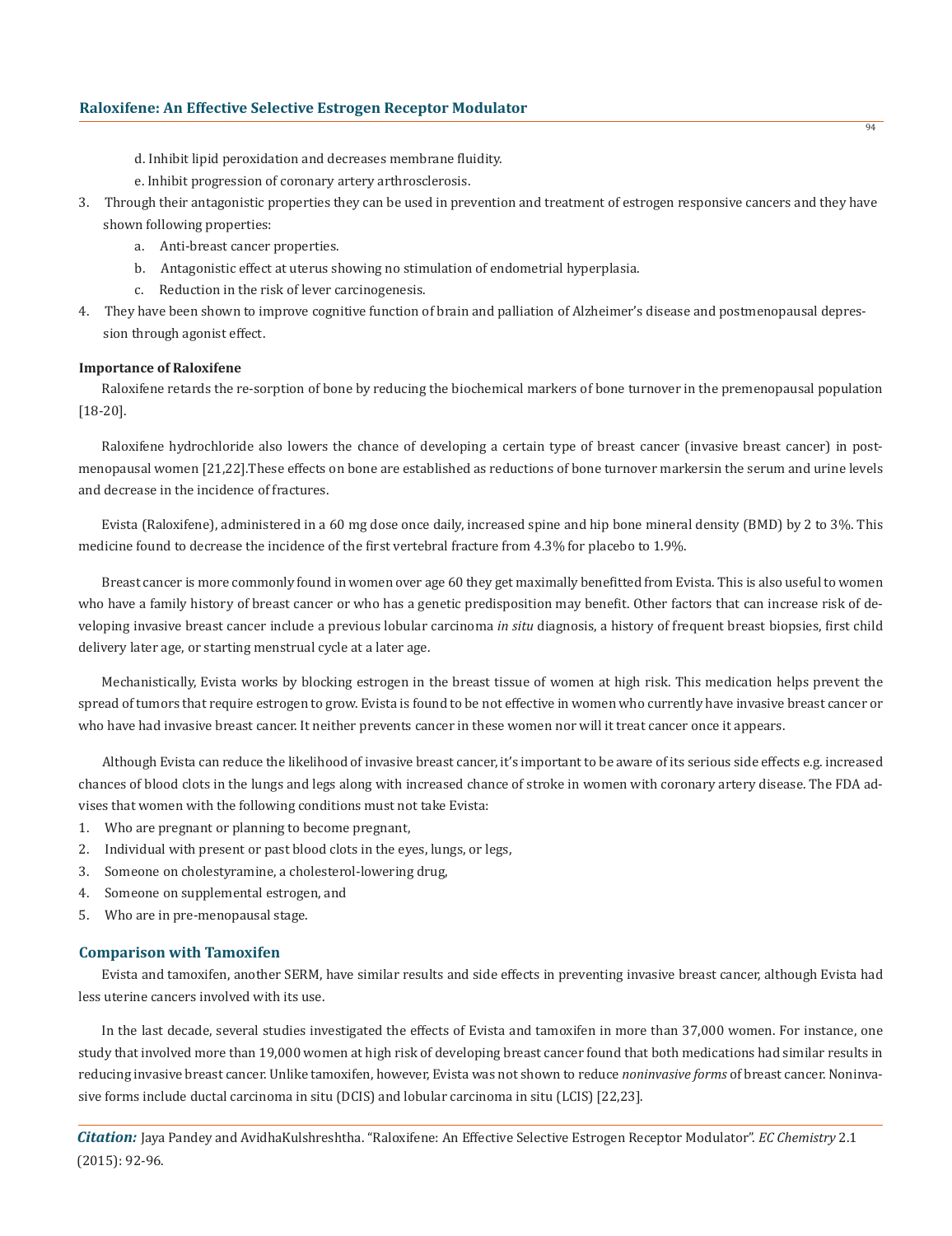d. Inhibit lipid peroxidation and decreases membrane fluidity.

e. Inhibit progression of coronary artery arthrosclerosis.

3. Through their antagonistic properties they can be used in prevention and treatment of estrogen responsive cancers and they have shown following properties:
   a. Anti-breast cancer properties.
   b. Antagonistic effect at uterus showing no stimulation of endometrial hyperplasia.
   c. Reduction in the risk of lever carcinogenesis.
4. They have been shown to improve cognitive function of brain and palliation of Alzheimer's disease and postmenopausal depression through agonist effect.

**Importance of Raloxifene**

Raloxifene retards the re-sorption of bone by reducing the biochemical markers of bone turnover in the premenopausal population [18-20].

Raloxifene hydrochloride also lowers the chance of developing a certain type of breast cancer (invasive breast cancer) in postmenopausal women [21,22].These effects on bone are established as reductions of bone turnover markersin the serum and urine levels and decrease in the incidence of fractures.

Evista (Raloxifene), administered in a 60 mg dose once daily, increased spine and hip bone mineral density (BMD) by 2 to 3%. This medicine found to decrease the incidence of the first vertebral fracture from 4.3% for placebo to 1.9%.

Breast cancer is more commonly found in women over age 60 they get maximally benefitted from Evista. This is also useful to women who have a family history of breast cancer or who has a genetic predisposition may benefit. Other factors that can increase risk of developing invasive breast cancer include a previous lobular carcinoma *in situ* diagnosis, a history of frequent breast biopsies, first child delivery later age, or starting menstrual cycle at a later age.

Mechanistically, Evista works by blocking estrogen in the breast tissue of women at high risk. This medication helps prevent the spread of tumors that require estrogen to grow. Evista is found to be not effective in women who currently have invasive breast cancer or who have had invasive breast cancer. It neither prevents cancer in these women nor will it treat cancer once it appears.

Although Evista can reduce the likelihood of invasive breast cancer, it's important to be aware of its serious side effects e.g. increased chances of blood clots in the lungs and legs along with increased chance of stroke in women with coronary artery disease. The FDA advises that women with the following conditions must not take Evista:

1. Who are pregnant or planning to become pregnant,
2. Individual with present or past blood clots in the eyes, lungs, or legs,
3. Someone on cholestyramine, a cholesterol-lowering drug,
4. Someone on supplemental estrogen, and
5. Who are in pre-menopausal stage.

## Comparison with Tamoxifen

Evista and tamoxifen, another SERM, have similar results and side effects in preventing invasive breast cancer, although Evista had less uterine cancers involved with its use.

In the last decade, several studies investigated the effects of Evista and tamoxifen in more than 37,000 women. For instance, one study that involved more than 19,000 women at high risk of developing breast cancer found that both medications had similar results in reducing invasive breast cancer. Unlike tamoxifen, however, Evista was not shown to reduce *noninvasive forms* of breast cancer. Noninvasive forms include ductal carcinoma in situ (DCIS) and lobular carcinoma in situ (LCIS) [22,23].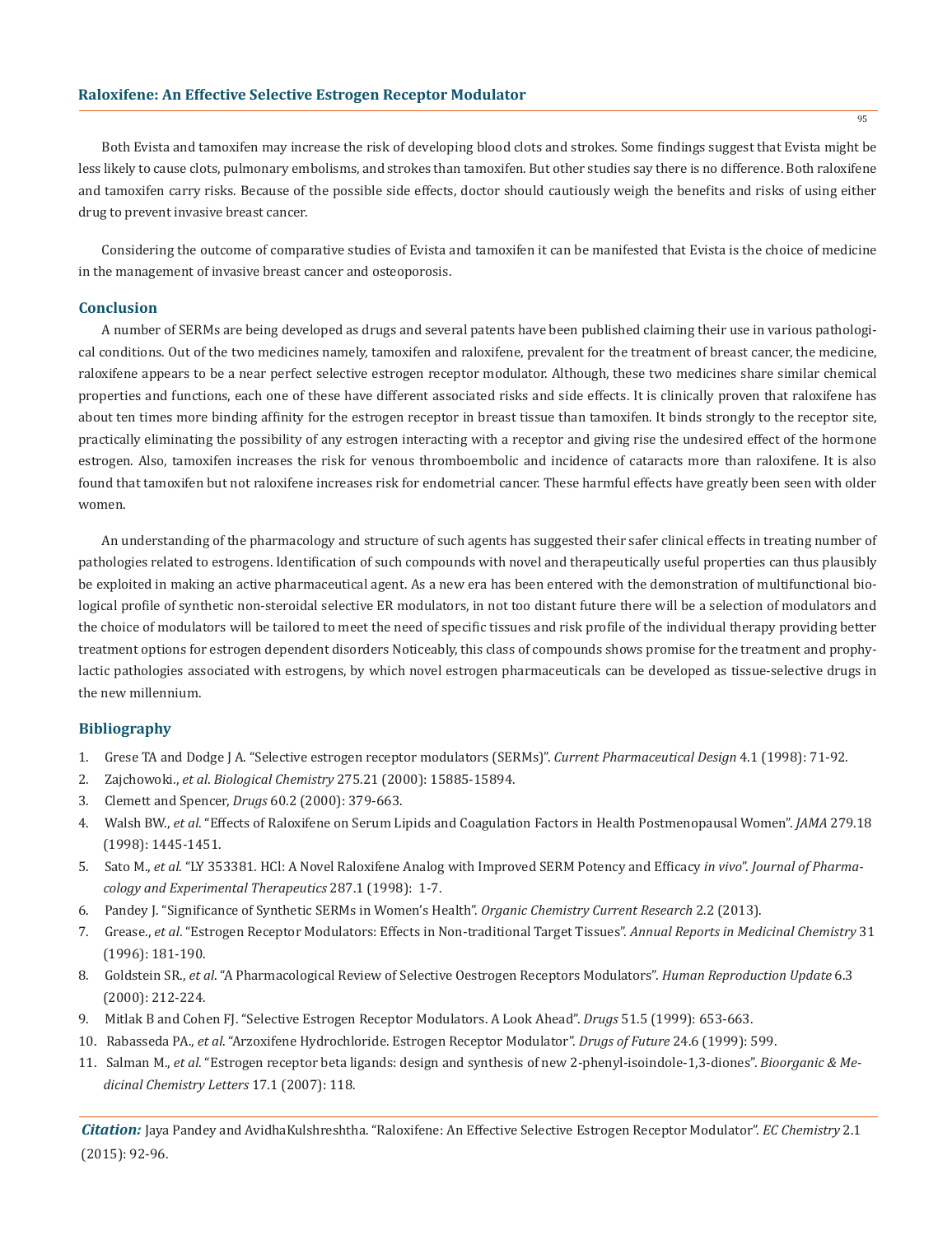Both Evista and tamoxifen may increase the risk of developing blood clots and strokes. Some findings suggest that Evista might be less likely to cause clots, pulmonary embolisms, and strokes than tamoxifen. But other studies say there is no difference. Both raloxifene and tamoxifen carry risks. Because of the possible side effects, doctor should cautiously weigh the benefits and risks of using either drug to prevent invasive breast cancer.

Considering the outcome of comparative studies of Evista and tamoxifen it can be manifested that Evista is the choice of medicine in the management of invasive breast cancer and osteoporosis.

## Conclusion

A number of SERMs are being developed as drugs and several patents have been published claiming their use in various pathological conditions. Out of the two medicines namely, tamoxifen and raloxifene, prevalent for the treatment of breast cancer, the medicine, raloxifene appears to be a near perfect selective estrogen receptor modulator. Although, these two medicines share similar chemical properties and functions, each one of these have different associated risks and side effects. It is clinically proven that raloxifene has about ten times more binding affinity for the estrogen receptor in breast tissue than tamoxifen. It binds strongly to the receptor site, practically eliminating the possibility of any estrogen interacting with a receptor and giving rise the undesired effect of the hormone estrogen. Also, tamoxifen increases the risk for venous thromboembolic and incidence of cataracts more than raloxifene. It is also found that tamoxifen but not raloxifene increases risk for endometrial cancer. These harmful effects have greatly been seen with older women.

An understanding of the pharmacology and structure of such agents has suggested their safer clinical effects in treating number of pathologies related to estrogens. Identification of such compounds with novel and therapeutically useful properties can thus plausibly be exploited in making an active pharmaceutical agent. As a new era has been entered with the demonstration of multifunctional biological profile of synthetic non-steroidal selective ER modulators, in not too distant future there will be a selection of modulators and the choice of modulators will be tailored to meet the need of specific tissues and risk profile of the individual therapy providing better treatment options for estrogen dependent disorders Noticeably, this class of compounds shows promise for the treatment and prophylactic pathologies associated with estrogens, by which novel estrogen pharmaceuticals can be developed as tissue-selective drugs in the new millennium.

## Bibliography

1. Grese TA and Dodge J A. "Selective estrogen receptor modulators (SERMs)". *Current Pharmaceutical Design* 4.1 (1998): 71-92.
2. Zajchowoki., *et al*. *Biological Chemistry* 275.21 (2000): 15885-15894.
3. Clemett and Spencer, *Drugs* 60.2 (2000): 379-663.
4. Walsh BW., *et al*. "Effects of Raloxifene on Serum Lipids and Coagulation Factors in Health Postmenopausal Women". *JAMA* 279.18 (1998): 1445-1451.
5. Sato M., *et al*. "LY 353381. HCl: A Novel Raloxifene Analog with Improved SERM Potency and Efficacy *in vivo*". *Journal of Pharmacology and Experimental Therapeutics* 287.1 (1998): 1-7.
6. Pandey J. "Significance of Synthetic SERMs in Women's Health". *Organic Chemistry Current Research* 2.2 (2013).
7. Grease., *et al*. "Estrogen Receptor Modulators: Effects in Non-traditional Target Tissues". *Annual Reports in Medicinal Chemistry* 31 (1996): 181-190.
8. Goldstein SR., *et al*. "A Pharmacological Review of Selective Oestrogen Receptors Modulators". *Human Reproduction Update* 6.3 (2000): 212-224.
9. Mitlak B and Cohen FJ. "Selective Estrogen Receptor Modulators. A Look Ahead". *Drugs* 51.5 (1999): 653-663.
10. Rabasseda PA., *et al*. "Arzoxifene Hydrochloride. Estrogen Receptor Modulator". *Drugs of Future* 24.6 (1999): 599.
11. Salman M., *et al*. "Estrogen receptor beta ligands: design and synthesis of new 2-phenyl-isoindole-1,3-diones". *Bioorganic & Medicinal Chemistry Letters* 17.1 (2007): 118.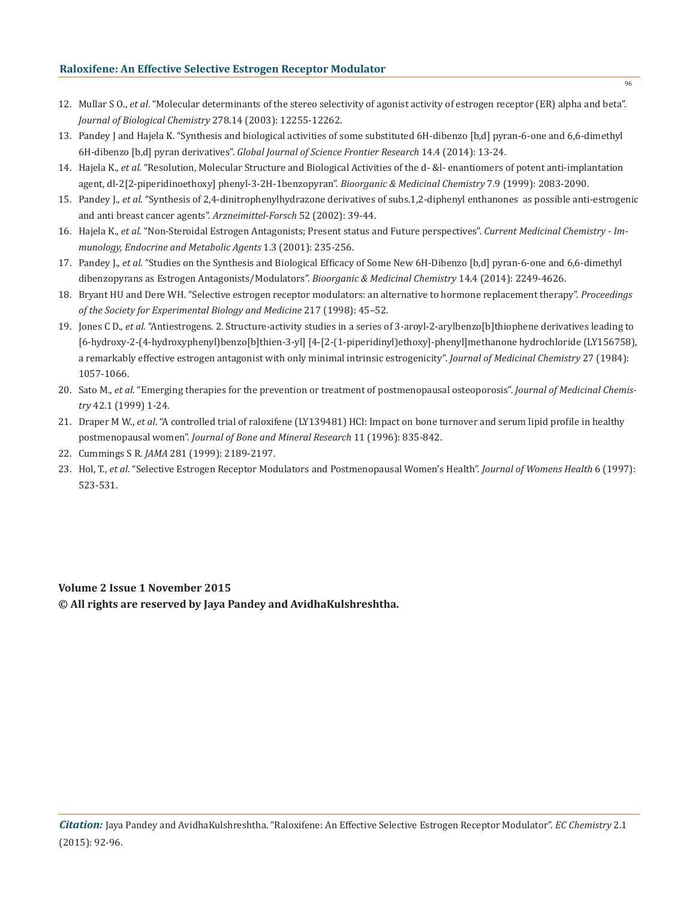12. Mullar S O., *et al*. "Molecular determinants of the stereo selectivity of agonist activity of estrogen receptor (ER) alpha and beta". *Journal of Biological Chemistry* 278.14 (2003): 12255-12262.
13. Pandey J and Hajela K. "Synthesis and biological activities of some substituted 6H-dibenzo [b,d] pyran-6-one and 6,6-dimethyl 6H-dibenzo [b,d] pyran derivatives". *Global Journal of Science Frontier Research* 14.4 (2014): 13-24.
14. Hajela K., *et al*. "Resolution, Molecular Structure and Biological Activities of the d- &l- enantiomers of potent anti-implantation agent, dl-2[2-piperidinoethoxy] phenyl-3-2H-1benzopyran". *Bioorganic & Medicinal Chemistry* 7.9 (1999): 2083-2090.
15. Pandey J., *et al*. "Synthesis of 2,4-dinitrophenylhydrazone derivatives of subs.1,2-diphenyl enthanones as possible anti-estrogenic and anti breast cancer agents". *Arzneimittel-Forsch* 52 (2002): 39-44.
16. Hajela K., *et al*. "Non-Steroidal Estrogen Antagonists; Present status and Future perspectives". *Current Medicinal Chemistry - Immunology, Endocrine and Metabolic Agents* 1.3 (2001): 235-256.
17. Pandey J., *et al*. "Studies on the Synthesis and Biological Efficacy of Some New 6H-Dibenzo [b,d] pyran-6-one and 6,6-dimethyl dibenzopyrans as Estrogen Antagonists/Modulators". *Bioorganic & Medicinal Chemistry* 14.4 (2014): 2249-4626.
18. Bryant HU and Dere WH. "Selective estrogen receptor modulators: an alternative to hormone replacement therapy". *Proceedings of the Society for Experimental Biology and Medicine* 217 (1998): 45–52.
19. Jones C D., *et al*. "Antiestrogens. 2. Structure-activity studies in a series of 3-aroyl-2-arylbenzo[b]thiophene derivatives leading to [6-hydroxy-2-(4-hydroxyphenyl)benzo[b]thien-3-yl] [4-[2-(1-piperidinyl)ethoxy]-phenyl]methanone hydrochloride (LY156758), a remarkably effective estrogen antagonist with only minimal intrinsic estrogenicity". *Journal of Medicinal Chemistry* 27 (1984): 1057-1066.
20. Sato M., *et al*. "Emerging therapies for the prevention or treatment of postmenopausal osteoporosis". *Journal of Medicinal Chemistry* 42.1 (1999) 1-24.
21. Draper M W., *et al*. "A controlled trial of raloxifene (LY139481) HCl: Impact on bone turnover and serum lipid profile in healthy postmenopausal women". *Journal of Bone and Mineral Research* 11 (1996): 835-842.
22. Cummings S R. *JAMA* 281 (1999): 2189-2197.
23. Hol, T., *et al*. "Selective Estrogen Receptor Modulators and Postmenopausal Women's Health". *Journal of Womens Health* 6 (1997): 523-531.

**Volume 2 Issue 1 November 2015**
**© All rights are reserved by Jaya Pandey and AvidhaKulshreshtha.**